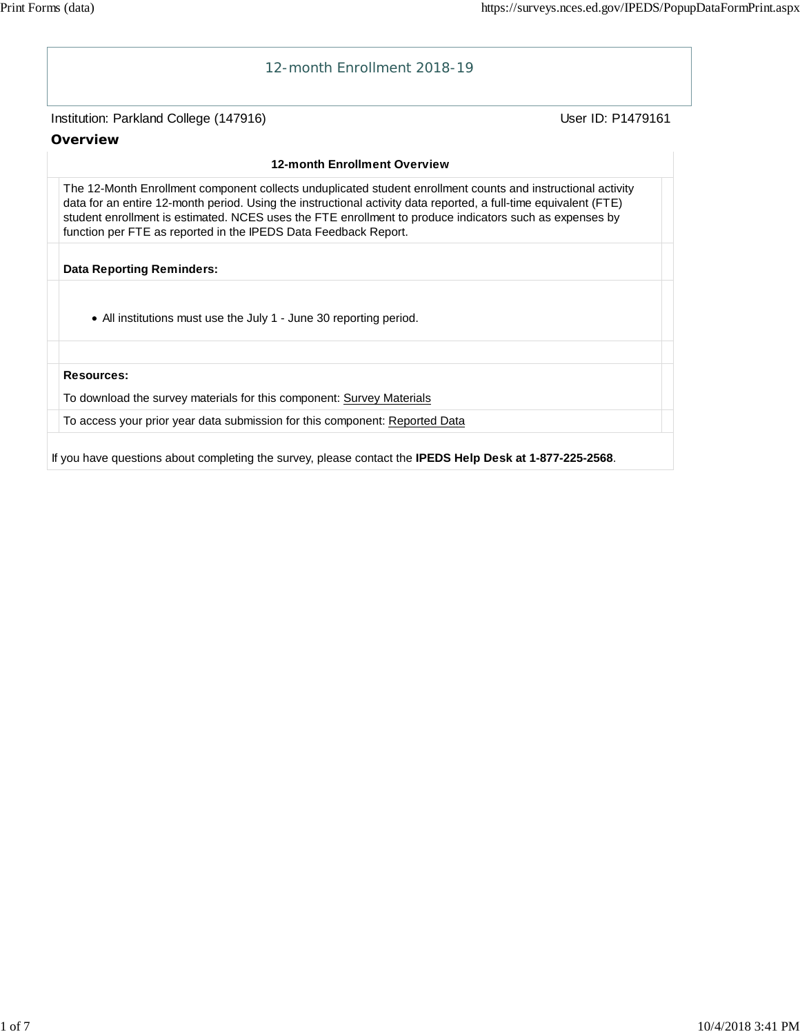# 12-month Enrollment 2018-19

Institution: Parkland College (147916) User ID: P1479161

## Overview

### 12-month Enrollment Overview

The 12-Month Enrollment component collects unduplicated student enrollment counts and instructional activity data for an entire 12-month period. Using the instructional activity data reported, a full-time equivalent (FTE) student enrollment is estimated. NCES uses the FTE enrollment to produce indicators such as expenses by function per FTE as reported in the IPEDS Data Feedback Report.

**Data Reporting Reminders:**

- All institutions must use the July 1 - June 30 reporting period.

**Resources:**

To download the survey materials for this component: Survey Materials

To access your prior year data submission for this component: Reported Data

If you have questions about completing the survey, please contact the **IPEDS Help Desk at 1-877-225-2568**.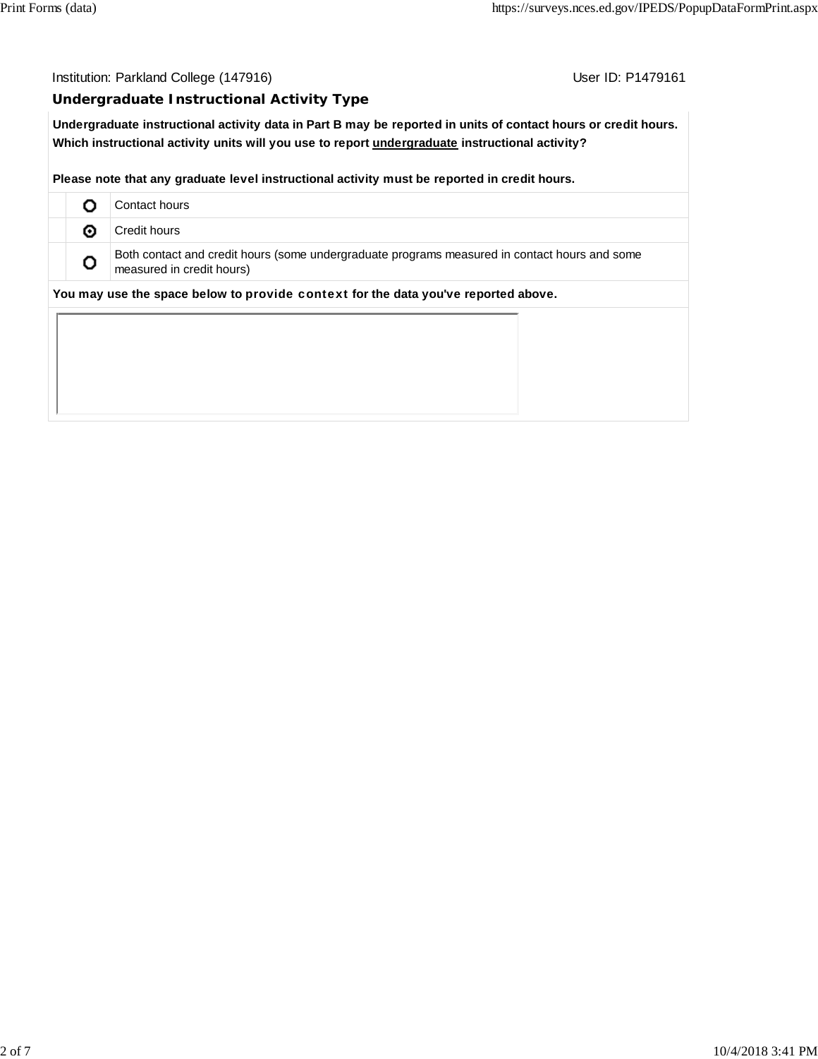Institution: Parkland College (147916) User ID: P1479161

## Undergraduate Instructional Activity Type

**Undergraduate instructional activity data in Part B may be reported in units of contact hours or credit hours. Which instructional activity units will you use to report <u>undergraduate</u> instructional activity?**

**Please note that any graduate level instructional activity must be reported in credit hours.**

| | | |
|---|---|---|
| | ○ | Contact hours |
| | ◉ | Credit hours |
| | ○ | Both contact and credit hours (some undergraduate programs measured in contact hours and some measured in credit hours) |

**You may use the space below to provide context for the data you've reported above.**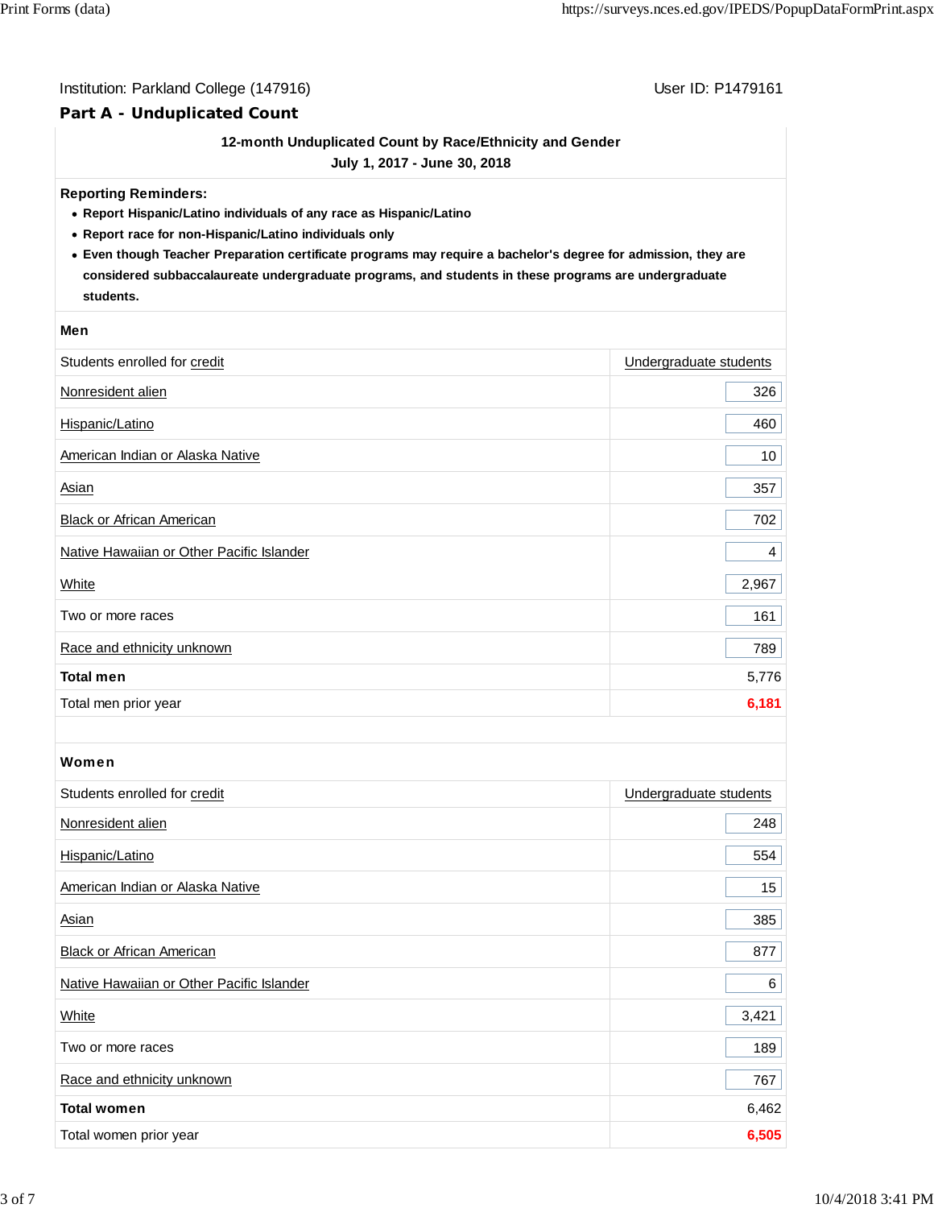Institution: Parkland College (147916) User ID: P1479161

## Part A - Unduplicated Count

**12-month Unduplicated Count by Race/Ethnicity and Gender**
**July 1, 2017 - June 30, 2018**

**Reporting Reminders:**

- **Report Hispanic/Latino individuals of any race as Hispanic/Latino**
- **Report race for non-Hispanic/Latino individuals only**
- **Even though Teacher Preparation certificate programs may require a bachelor's degree for admission, they are considered subbaccalaureate undergraduate programs, and students in these programs are undergraduate students.**

### Men

| Students enrolled for credit | Undergraduate students |
|---|---|
| Nonresident alien | 326 |
| Hispanic/Latino | 460 |
| American Indian or Alaska Native | 10 |
| Asian | 357 |
| Black or African American | 702 |
| Native Hawaiian or Other Pacific Islander | 4 |
| White | 2,967 |
| Two or more races | 161 |
| Race and ethnicity unknown | 789 |
| **Total men** | 5,776 |
| Total men prior year | **6,181** |

### Women

| Students enrolled for credit | Undergraduate students |
|---|---|
| Nonresident alien | 248 |
| Hispanic/Latino | 554 |
| American Indian or Alaska Native | 15 |
| Asian | 385 |
| Black or African American | 877 |
| Native Hawaiian or Other Pacific Islander | 6 |
| White | 3,421 |
| Two or more races | 189 |
| Race and ethnicity unknown | 767 |
| **Total women** | 6,462 |
| Total women prior year | **6,505** |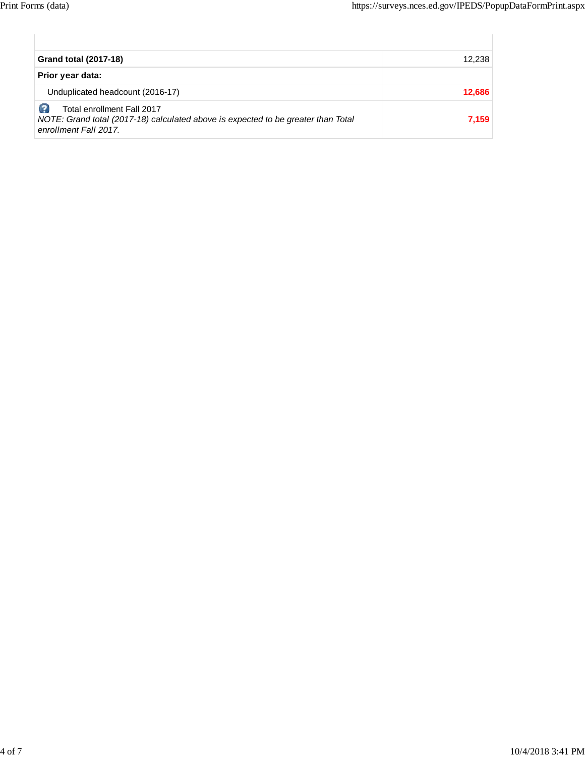| | |
|---|---|
| **Grand total (2017-18)** | 12,238 |
| **Prior year data:** | |
| Unduplicated headcount (2016-17) | **12,686** |
| Total enrollment Fall 2017 *NOTE: Grand total (2017-18) calculated above is expected to be greater than Total enrollment Fall 2017.* | **7,159** |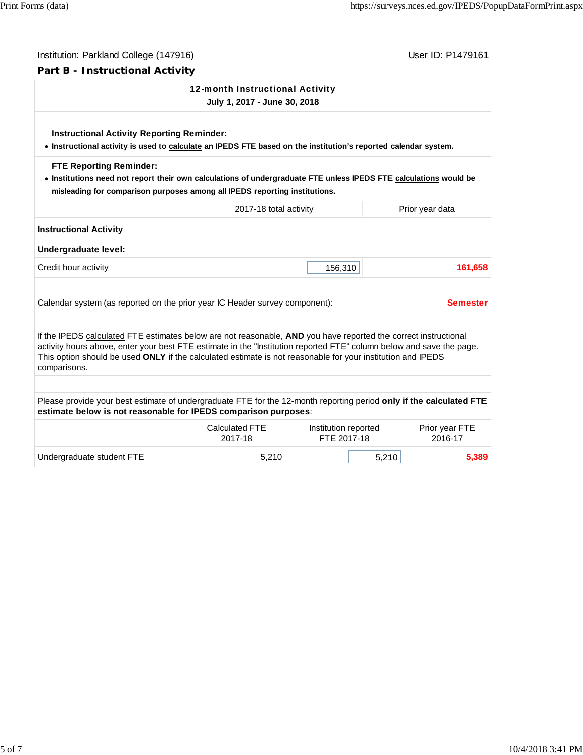Institution: Parkland College (147916)

User ID: P1479161

## Part B - Instructional Activity

### 12-month Instructional Activity
**July 1, 2017 - June 30, 2018**

**Instructional Activity Reporting Reminder:**

- **Instructional activity is used to calculate an IPEDS FTE based on the institution's reported calendar system.**

**FTE Reporting Reminder:**

- **Institutions need not report their own calculations of undergraduate FTE unless IPEDS FTE calculations would be misleading for comparison purposes among all IPEDS reporting institutions.**

| | 2017-18 total activity | Prior year data |
|---|---|---|
| **Instructional Activity** | | |
| **Undergraduate level:** | | |
| Credit hour activity | 156,310 | 161,658 |

| | |
|---|---|
| Calendar system (as reported on the prior year IC Header survey component): | Semester |

If the IPEDS calculated FTE estimates below are not reasonable, **AND** you have reported the correct instructional activity hours above, enter your best FTE estimate in the "Institution reported FTE" column below and save the page. This option should be used **ONLY** if the calculated estimate is not reasonable for your institution and IPEDS comparisons.

Please provide your best estimate of undergraduate FTE for the 12-month reporting period **only if the calculated FTE estimate below is not reasonable for IPEDS comparison purposes**:

| | Calculated FTE 2017-18 | Institution reported FTE 2017-18 | Prior year FTE 2016-17 |
|---|---|---|---|
| Undergraduate student FTE | 5,210 | 5,210 | 5,389 |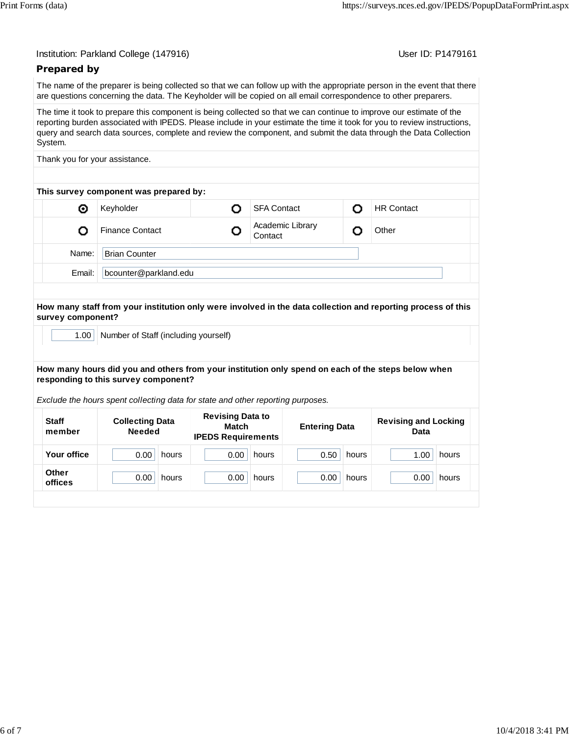Institution: Parkland College (147916)

User ID: P1479161

## Prepared by

The name of the preparer is being collected so that we can follow up with the appropriate person in the event that there are questions concerning the data. The Keyholder will be copied on all email correspondence to other preparers.

The time it took to prepare this component is being collected so that we can continue to improve our estimate of the reporting burden associated with IPEDS. Please include in your estimate the time it took for you to review instructions, query and search data sources, complete and review the component, and submit the data through the Data Collection System.

Thank you for your assistance.

**This survey component was prepared by:**

| | | | | | |
|---|---|---|---|---|---|
| ◉ | Keyholder | ○ | SFA Contact | ○ | HR Contact |
| ○ | Finance Contact | ○ | Academic Library Contact | ○ | Other |

Name: Brian Counter

Email: bcounter@parkland.edu

**How many staff from your institution only were involved in the data collection and reporting process of this survey component?**

1.00 Number of Staff (including yourself)

**How many hours did you and others from your institution only spend on each of the steps below when responding to this survey component?**

*Exclude the hours spent collecting data for state and other reporting purposes.*

| Staff member | Collecting Data Needed | Revising Data to Match IPEDS Requirements | Entering Data | Revising and Locking Data |
|---|---|---|---|---|
| Your office | 0.00 hours | 0.00 hours | 0.50 hours | 1.00 hours |
| Other offices | 0.00 hours | 0.00 hours | 0.00 hours | 0.00 hours |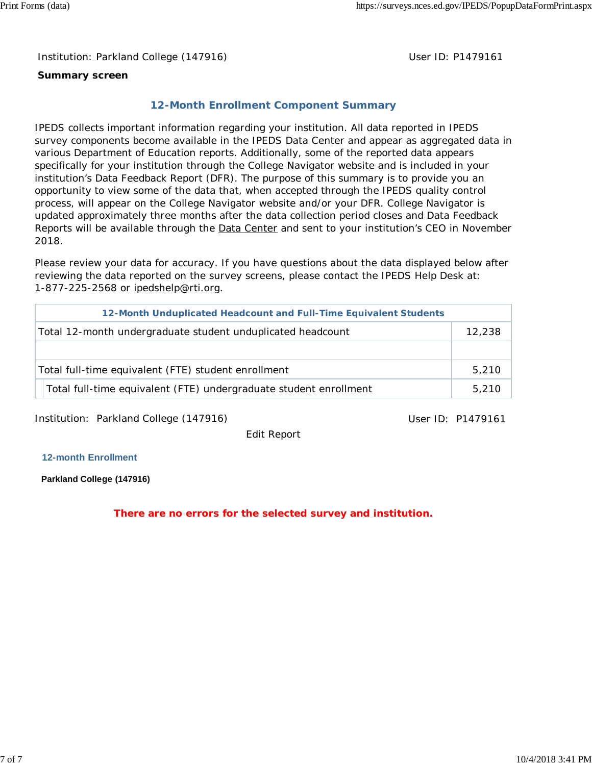Institution: Parkland College (147916) User ID: P1479161

**Summary screen**

## 12-Month Enrollment Component Summary

IPEDS collects important information regarding your institution. All data reported in IPEDS survey components become available in the IPEDS Data Center and appear as aggregated data in various Department of Education reports. Additionally, some of the reported data appears specifically for your institution through the College Navigator website and is included in your institution's Data Feedback Report (DFR). The purpose of this summary is to provide you an opportunity to view some of the data that, when accepted through the IPEDS quality control process, will appear on the College Navigator website and/or your DFR. College Navigator is updated approximately three months after the data collection period closes and Data Feedback Reports will be available through the Data Center and sent to your institution's CEO in November 2018.

Please review your data for accuracy. If you have questions about the data displayed below after reviewing the data reported on the survey screens, please contact the IPEDS Help Desk at: 1-877-225-2568 or ipedshelp@rti.org.

| 12-Month Unduplicated Headcount and Full-Time Equivalent Students | |
|---|---|
| Total 12-month undergraduate student unduplicated headcount | 12,238 |
| | |
| Total full-time equivalent (FTE) student enrollment | 5,210 |
| Total full-time equivalent (FTE) undergraduate student enrollment | 5,210 |

Institution: Parkland College (147916) User ID: P1479161

Edit Report

### 12-month Enrollment

**Parkland College (147916)**

**There are no errors for the selected survey and institution.**